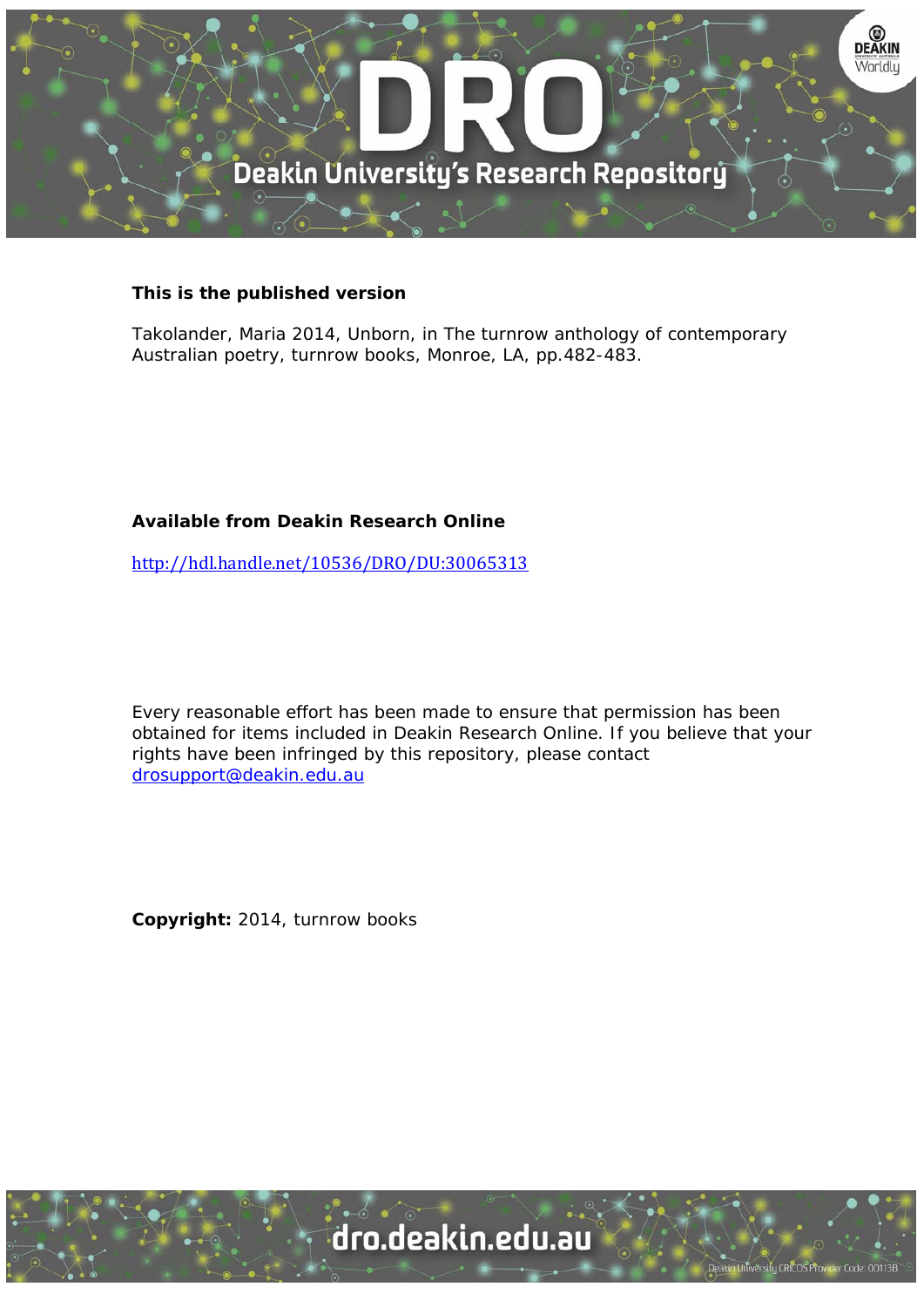**This is the published version**

Takolander, Maria 2014, Unborn, in The turnrow anthology of contemporary Australian poetry, turnrow books, Monroe, LA, pp.482-483.

**Available from Deakin Research Online**

http://hdl.handle.net/10536/DRO/DU:30065313

Every reasonable effort has been made to ensure that permission has been obtained for items included in Deakin Research Online. If you believe that your rights have been infringed by this repository, please contact drosupport@deakin.edu.au

**Copyright:** 2014, turnrow books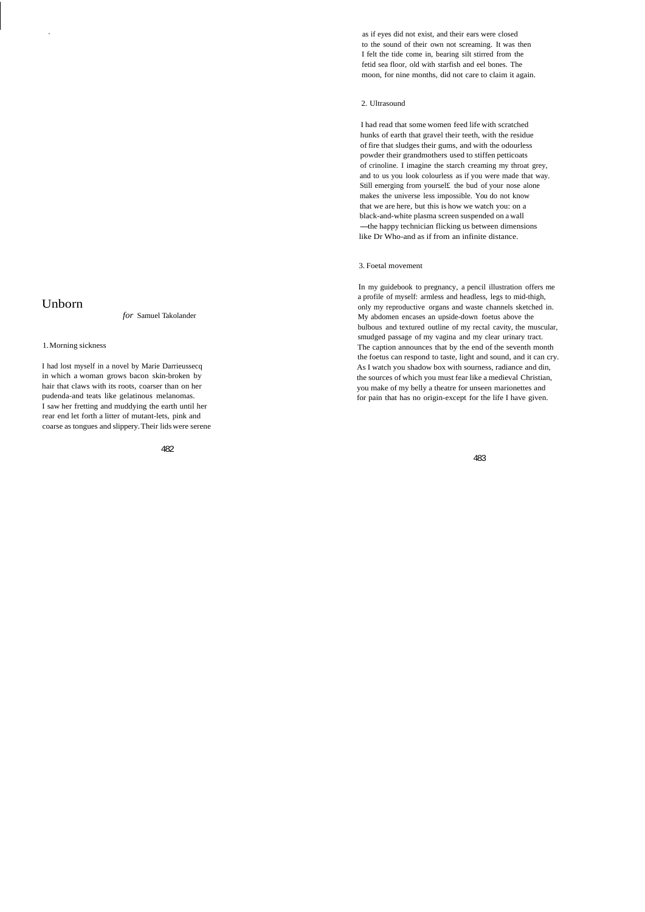# Unborn

*for* Samuel Takolander

1. Morning sickness

I had lost myself in a novel by Marie Darrieussecq
in which a woman grows bacon skin-broken by
hair that claws with its roots, coarser than on her
pudenda-and teats like gelatinous melanomas.
I saw her fretting and muddying the earth until her
rear end let forth a litter of mutant-lets, pink and
coarse as tongues and slippery. Their lids were serene
as if eyes did not exist, and their ears were closed
to the sound of their own not screaming. It was then
I felt the tide come in, bearing silt stirred from the
fetid sea floor, old with starfish and eel bones. The
moon, for nine months, did not care to claim it again.

2. Ultrasound

I had read that some women feed life with scratched
hunks of earth that gravel their teeth, with the residue
of fire that sludges their gums, and with the odourless
powder their grandmothers used to stiffen petticoats
of crinoline. I imagine the starch creaming my throat grey,
and to us you look colourless as if you were made that way.
Still emerging from yoursel£ the bud of your nose alone
makes the universe less impossible. You do not know
that we are here, but this is how we watch you: on a
black-and-white plasma screen suspended on a wall
—the happy technician flicking us between dimensions
like Dr Who-and as if from an infinite distance.

3. Foetal movement

In my guidebook to pregnancy, a pencil illustration offers me
a profile of myself: armless and headless, legs to mid-thigh,
only my reproductive organs and waste channels sketched in.
My abdomen encases an upside-down foetus above the
bulbous and textured outline of my rectal cavity, the muscular,
smudged passage of my vagina and my clear urinary tract.
The caption announces that by the end of the seventh month
the foetus can respond to taste, light and sound, and it can cry.
As I watch you shadow box with sourness, radiance and din,
the sources of which you must fear like a medieval Christian,
you make of my belly a theatre for unseen marionettes and
for pain that has no origin-except for the life I have given.